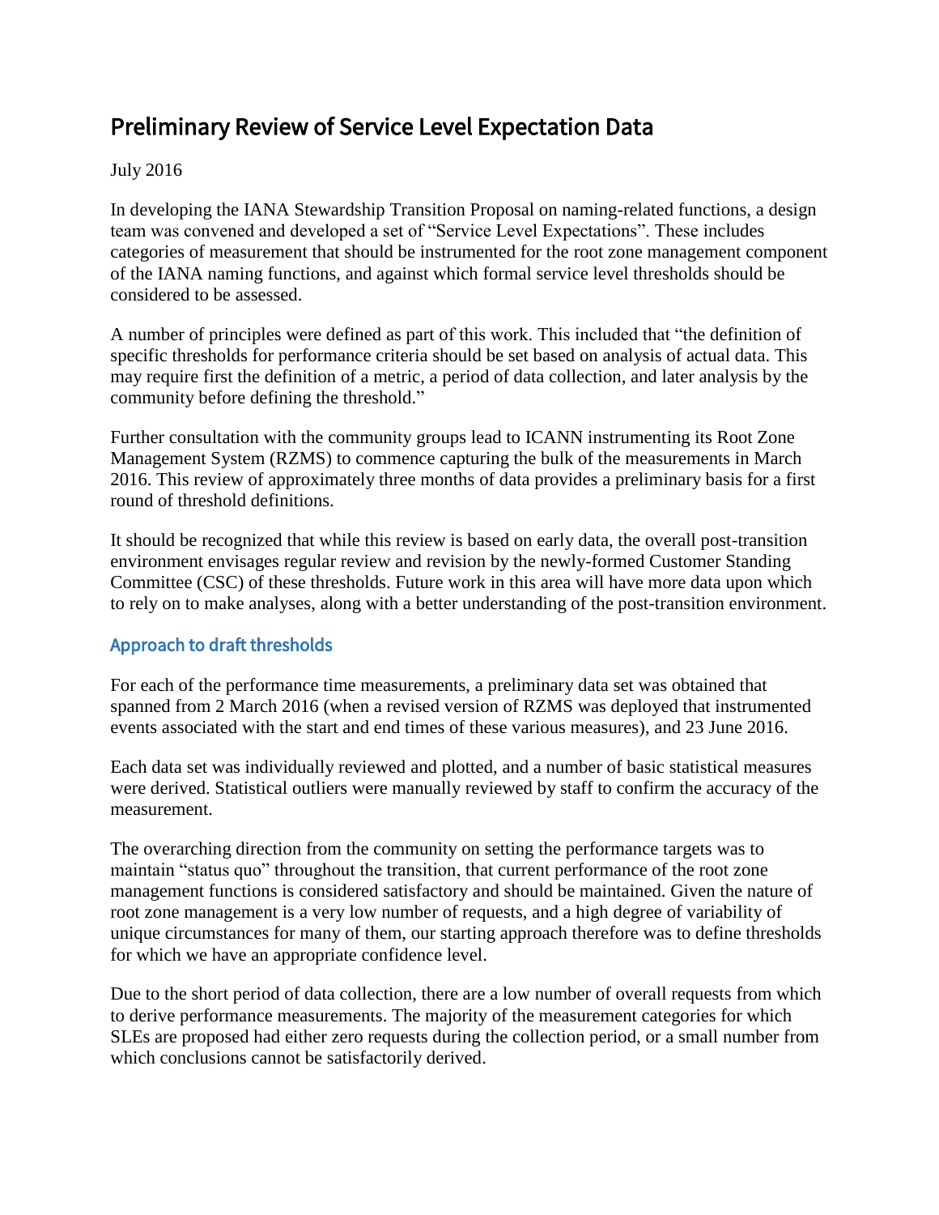# Preliminary Review of Service Level Expectation Data

July 2016

In developing the IANA Stewardship Transition Proposal on naming-related functions, a design team was convened and developed a set of "Service Level Expectations". These includes categories of measurement that should be instrumented for the root zone management component of the IANA naming functions, and against which formal service level thresholds should be considered to be assessed.

A number of principles were defined as part of this work. This included that "the definition of specific thresholds for performance criteria should be set based on analysis of actual data. This may require first the definition of a metric, a period of data collection, and later analysis by the community before defining the threshold."

Further consultation with the community groups lead to ICANN instrumenting its Root Zone Management System (RZMS) to commence capturing the bulk of the measurements in March 2016. This review of approximately three months of data provides a preliminary basis for a first round of threshold definitions.

It should be recognized that while this review is based on early data, the overall post-transition environment envisages regular review and revision by the newly-formed Customer Standing Committee (CSC) of these thresholds. Future work in this area will have more data upon which to rely on to make analyses, along with a better understanding of the post-transition environment.

## Approach to draft thresholds

For each of the performance time measurements, a preliminary data set was obtained that spanned from 2 March 2016 (when a revised version of RZMS was deployed that instrumented events associated with the start and end times of these various measures), and 23 June 2016.

Each data set was individually reviewed and plotted, and a number of basic statistical measures were derived. Statistical outliers were manually reviewed by staff to confirm the accuracy of the measurement.

The overarching direction from the community on setting the performance targets was to maintain "status quo" throughout the transition, that current performance of the root zone management functions is considered satisfactory and should be maintained. Given the nature of root zone management is a very low number of requests, and a high degree of variability of unique circumstances for many of them, our starting approach therefore was to define thresholds for which we have an appropriate confidence level.

Due to the short period of data collection, there are a low number of overall requests from which to derive performance measurements. The majority of the measurement categories for which SLEs are proposed had either zero requests during the collection period, or a small number from which conclusions cannot be satisfactorily derived.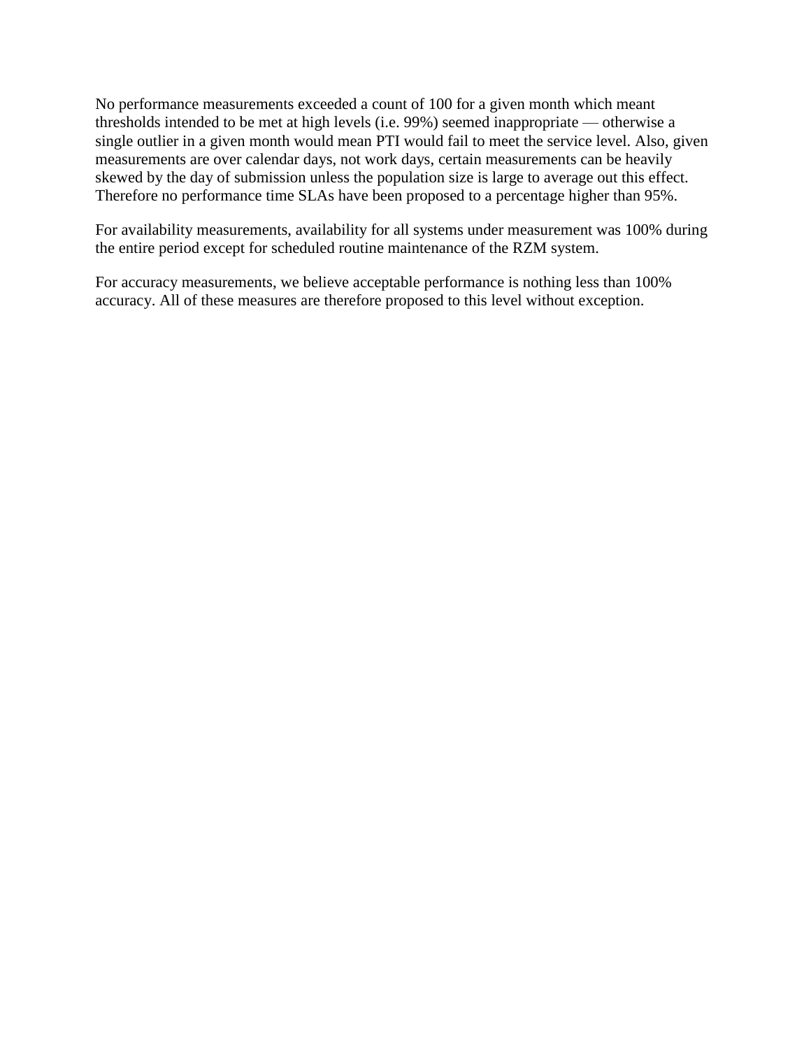No performance measurements exceeded a count of 100 for a given month which meant thresholds intended to be met at high levels (i.e. 99%) seemed inappropriate — otherwise a single outlier in a given month would mean PTI would fail to meet the service level. Also, given measurements are over calendar days, not work days, certain measurements can be heavily skewed by the day of submission unless the population size is large to average out this effect. Therefore no performance time SLAs have been proposed to a percentage higher than 95%.

For availability measurements, availability for all systems under measurement was 100% during the entire period except for scheduled routine maintenance of the RZM system.

For accuracy measurements, we believe acceptable performance is nothing less than 100% accuracy. All of these measures are therefore proposed to this level without exception.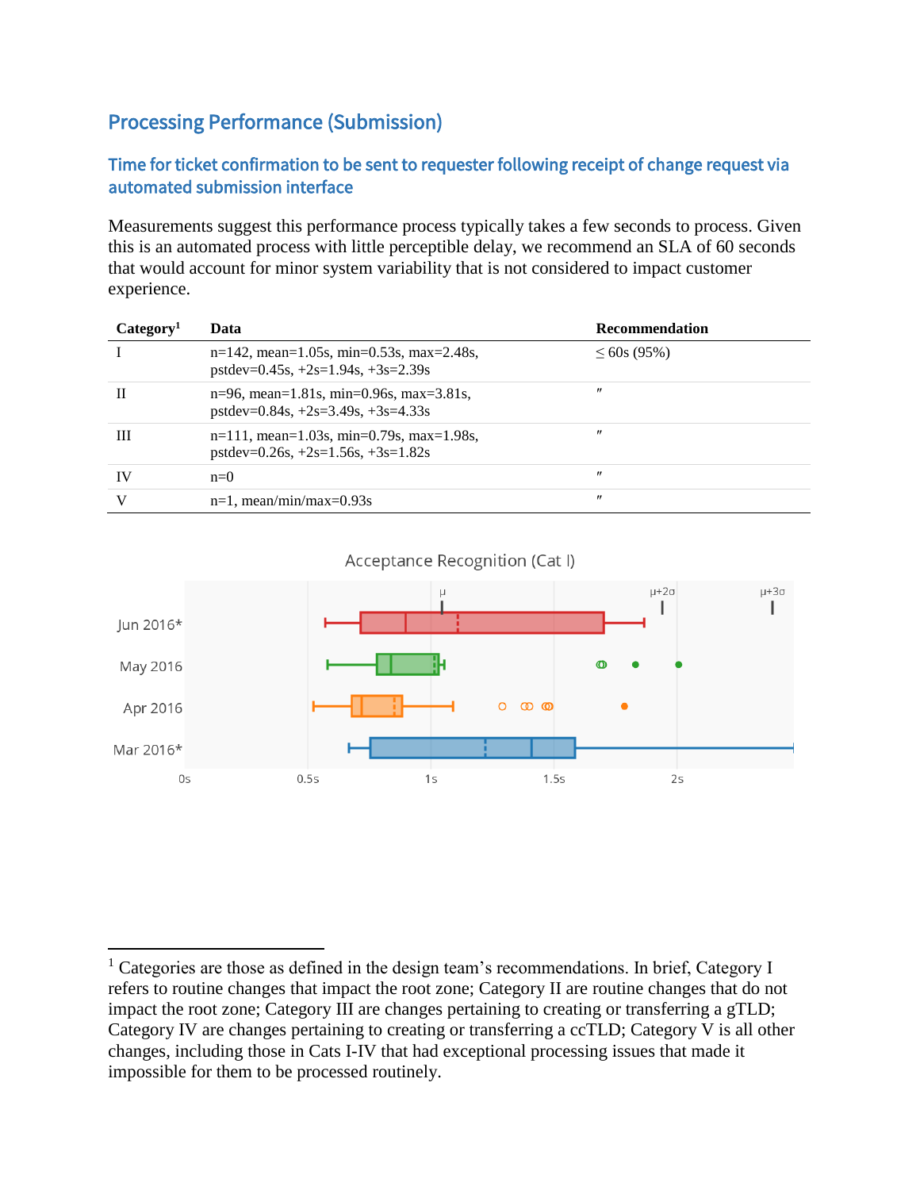## Processing Performance (Submission)

### Time for ticket confirmation to be sent to requester following receipt of change request via automated submission interface

Measurements suggest this performance process typically takes a few seconds to process. Given this is an automated process with little perceptible delay, we recommend an SLA of 60 seconds that would account for minor system variability that is not considered to impact customer experience.

| Category[1] | Data | Recommendation |
|---|---|---|
| I | n=142, mean=1.05s, min=0.53s, max=2.48s, pstdev=0.45s, +2s=1.94s, +3s=2.39s | ≤ 60s (95%) |
| II | n=96, mean=1.81s, min=0.96s, max=3.81s, pstdev=0.84s, +2s=3.49s, +3s=4.33s | ″ |
| III | n=111, mean=1.03s, min=0.79s, max=1.98s, pstdev=0.26s, +2s=1.56s, +3s=1.82s | ″ |
| IV | n=0 | ″ |
| V | n=1, mean/min/max=0.93s | ″ |

Acceptance Recognition (Cat I)

[1] Categories are those as defined in the design team's recommendations. In brief, Category I refers to routine changes that impact the root zone; Category II are routine changes that do not impact the root zone; Category III are changes pertaining to creating or transferring a gTLD; Category IV are changes pertaining to creating or transferring a ccTLD; Category V is all other changes, including those in Cats I-IV that had exceptional processing issues that made it impossible for them to be processed routinely.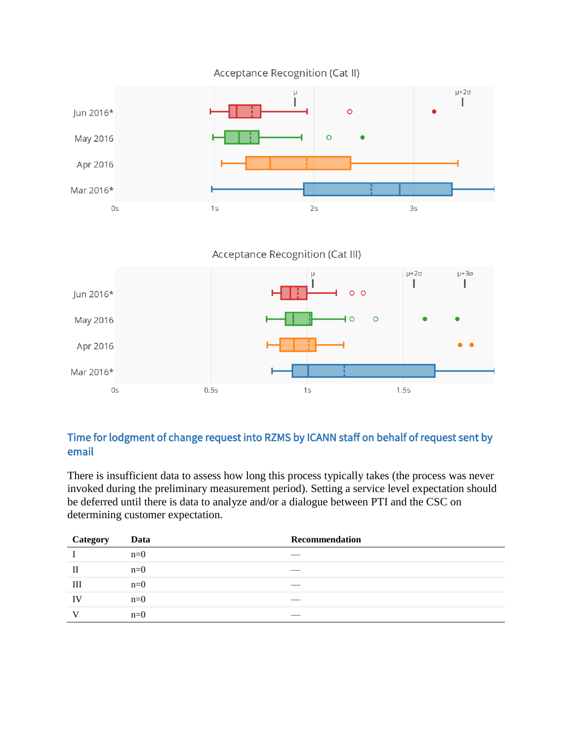Acceptance Recognition (Cat II)

Jun 2016*
May 2016
Apr 2016
Mar 2016*

0s 1s 2s 3s

Acceptance Recognition (Cat III)

Jun 2016*
May 2016
Apr 2016
Mar 2016*

0s 0.5s 1s 1.5s

## Time for lodgment of change request into RZMS by ICANN staff on behalf of request sent by email

There is insufficient data to assess how long this process typically takes (the process was never invoked during the preliminary measurement period). Setting a service level expectation should be deferred until there is data to analyze and/or a dialogue between PTI and the CSC on determining customer expectation.

| Category | Data | Recommendation |
|---|---|---|
| I | n=0 | — |
| II | n=0 | — |
| III | n=0 | — |
| IV | n=0 | — |
| V | n=0 | — |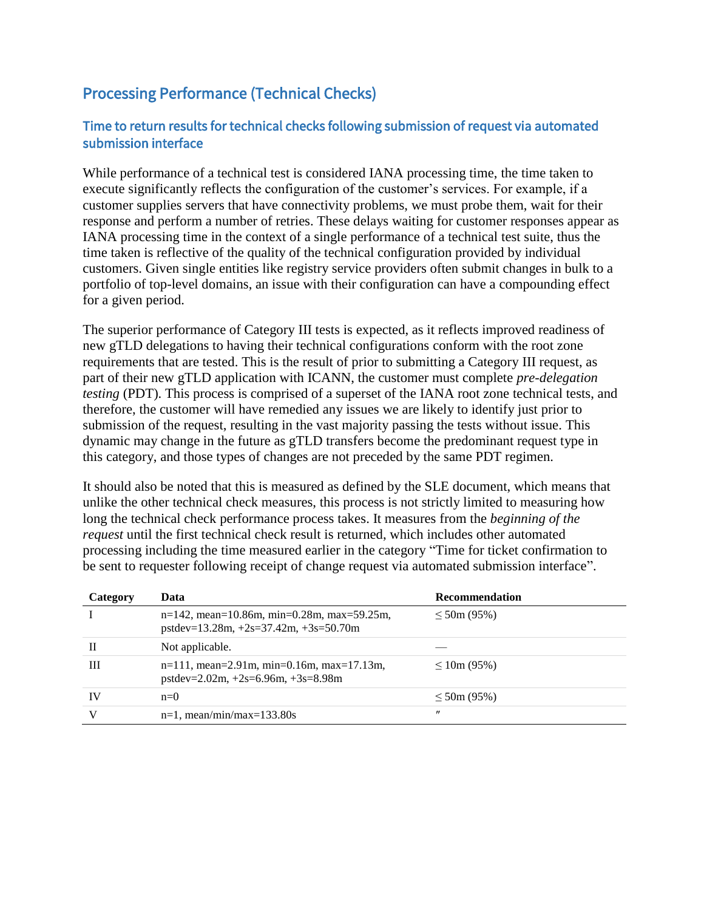## Processing Performance (Technical Checks)

### Time to return results for technical checks following submission of request via automated submission interface

While performance of a technical test is considered IANA processing time, the time taken to execute significantly reflects the configuration of the customer's services. For example, if a customer supplies servers that have connectivity problems, we must probe them, wait for their response and perform a number of retries. These delays waiting for customer responses appear as IANA processing time in the context of a single performance of a technical test suite, thus the time taken is reflective of the quality of the technical configuration provided by individual customers. Given single entities like registry service providers often submit changes in bulk to a portfolio of top-level domains, an issue with their configuration can have a compounding effect for a given period.

The superior performance of Category III tests is expected, as it reflects improved readiness of new gTLD delegations to having their technical configurations conform with the root zone requirements that are tested. This is the result of prior to submitting a Category III request, as part of their new gTLD application with ICANN, the customer must complete *pre-delegation testing* (PDT). This process is comprised of a superset of the IANA root zone technical tests, and therefore, the customer will have remedied any issues we are likely to identify just prior to submission of the request, resulting in the vast majority passing the tests without issue. This dynamic may change in the future as gTLD transfers become the predominant request type in this category, and those types of changes are not preceded by the same PDT regimen.

It should also be noted that this is measured as defined by the SLE document, which means that unlike the other technical check measures, this process is not strictly limited to measuring how long the technical check performance process takes. It measures from the *beginning of the request* until the first technical check result is returned, which includes other automated processing including the time measured earlier in the category "Time for ticket confirmation to be sent to requester following receipt of change request via automated submission interface".

| Category | Data | Recommendation |
|---|---|---|
| I | n=142, mean=10.86m, min=0.28m, max=59.25m, pstdev=13.28m, +2s=37.42m, +3s=50.70m | ≤ 50m (95%) |
| II | Not applicable. | — |
| III | n=111, mean=2.91m, min=0.16m, max=17.13m, pstdev=2.02m, +2s=6.96m, +3s=8.98m | ≤ 10m (95%) |
| IV | n=0 | ≤ 50m (95%) |
| V | n=1, mean/min/max=133.80s | ″ |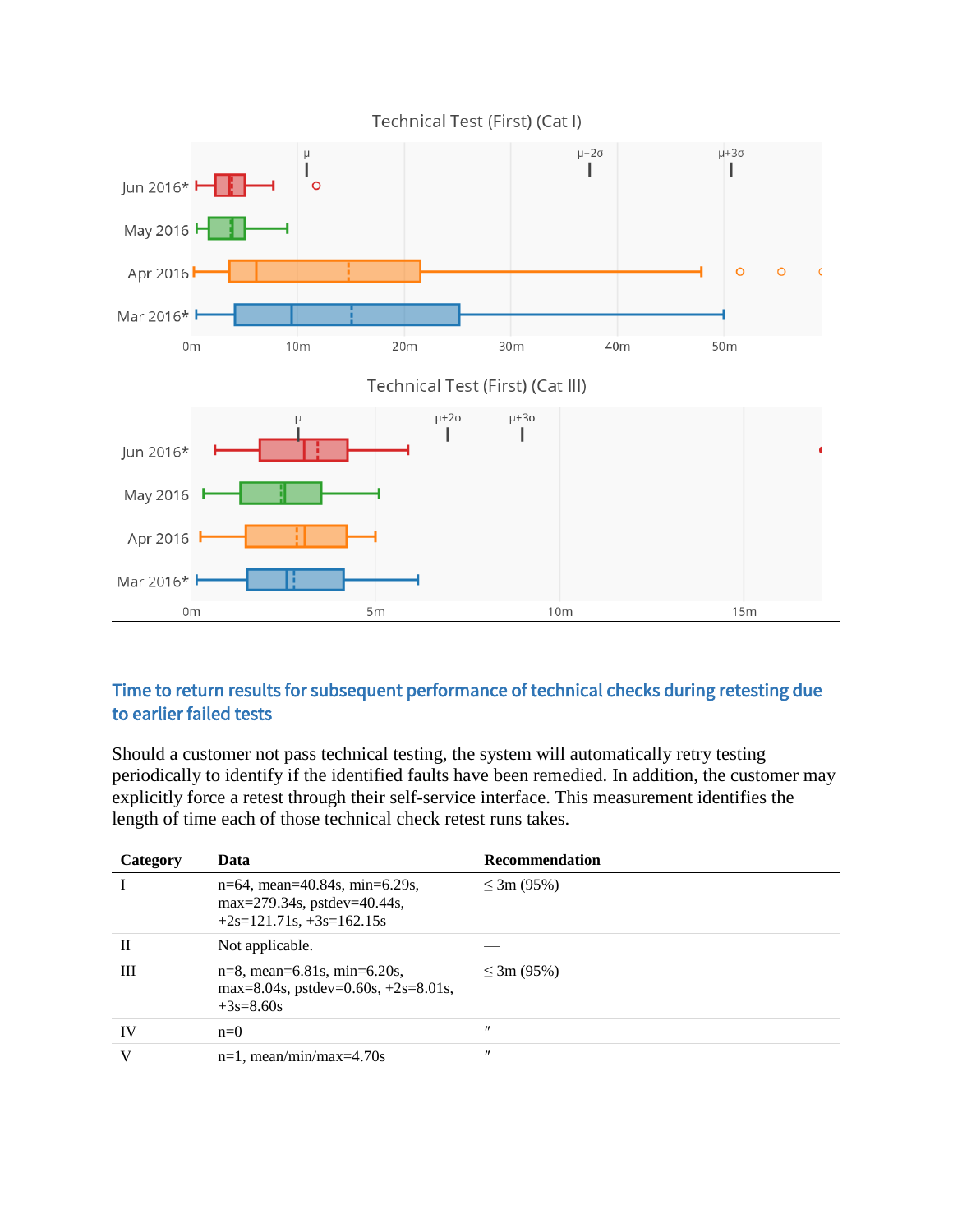Technical Test (First) (Cat I)

Technical Test (First) (Cat III)

## Time to return results for subsequent performance of technical checks during retesting due to earlier failed tests

Should a customer not pass technical testing, the system will automatically retry testing periodically to identify if the identified faults have been remedied. In addition, the customer may explicitly force a retest through their self-service interface. This measurement identifies the length of time each of those technical check retest runs takes.

| Category | Data | Recommendation |
|---|---|---|
| I | n=64, mean=40.84s, min=6.29s, max=279.34s, pstdev=40.44s, +2s=121.71s, +3s=162.15s | ≤ 3m (95%) |
| II | Not applicable. | — |
| III | n=8, mean=6.81s, min=6.20s, max=8.04s, pstdev=0.60s, +2s=8.01s, +3s=8.60s | ≤ 3m (95%) |
| IV | n=0 | ″ |
| V | n=1, mean/min/max=4.70s | ″ |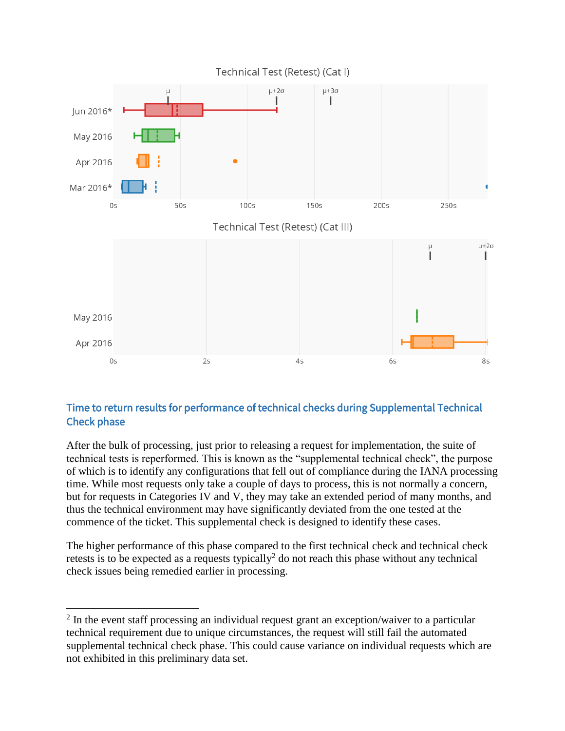Technical Test (Retest) (Cat I)

Technical Test (Retest) (Cat III)

## Time to return results for performance of technical checks during Supplemental Technical Check phase

After the bulk of processing, just prior to releasing a request for implementation, the suite of technical tests is reperformed. This is known as the "supplemental technical check", the purpose of which is to identify any configurations that fell out of compliance during the IANA processing time. While most requests only take a couple of days to process, this is not normally a concern, but for requests in Categories IV and V, they may take an extended period of many months, and thus the technical environment may have significantly deviated from the one tested at the commence of the ticket. This supplemental check is designed to identify these cases.

The higher performance of this phase compared to the first technical check and technical check retests is to be expected as a requests typically[2] do not reach this phase without any technical check issues being remedied earlier in processing.

---

[2] In the event staff processing an individual request grant an exception/waiver to a particular technical requirement due to unique circumstances, the request will still fail the automated supplemental technical check phase. This could cause variance on individual requests which are not exhibited in this preliminary data set.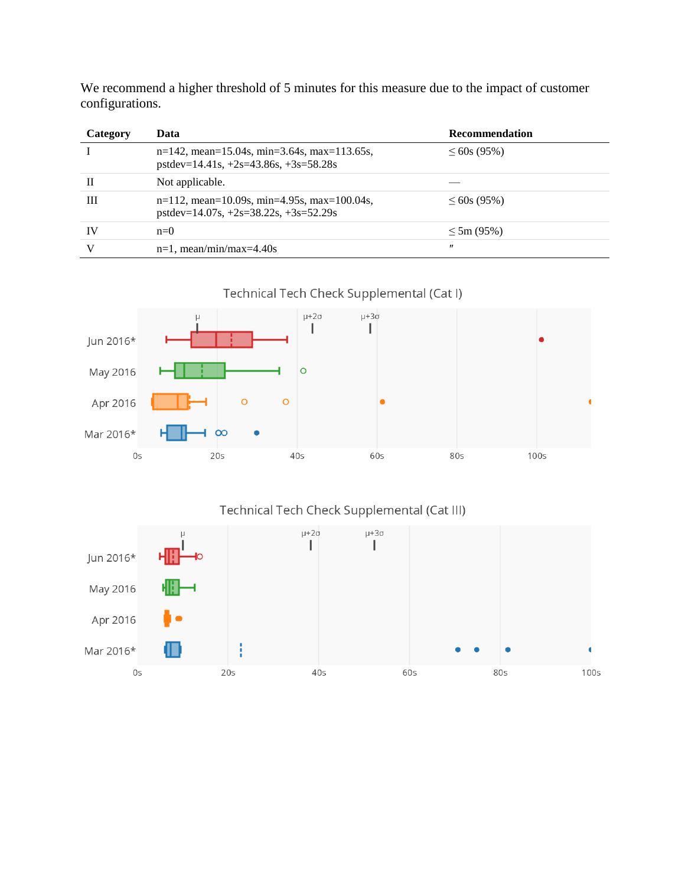We recommend a higher threshold of 5 minutes for this measure due to the impact of customer configurations.

| Category | Data | Recommendation |
|---|---|---|
| I | n=142, mean=15.04s, min=3.64s, max=113.65s, pstdev=14.41s, +2s=43.86s, +3s=58.28s | ≤ 60s (95%) |
| II | Not applicable. | — |
| III | n=112, mean=10.09s, min=4.95s, max=100.04s, pstdev=14.07s, +2s=38.22s, +3s=52.29s | ≤ 60s (95%) |
| IV | n=0 | ≤ 5m (95%) |
| V | n=1, mean/min/max=4.40s | ″ |

Technical Tech Check Supplemental (Cat I)

Technical Tech Check Supplemental (Cat III)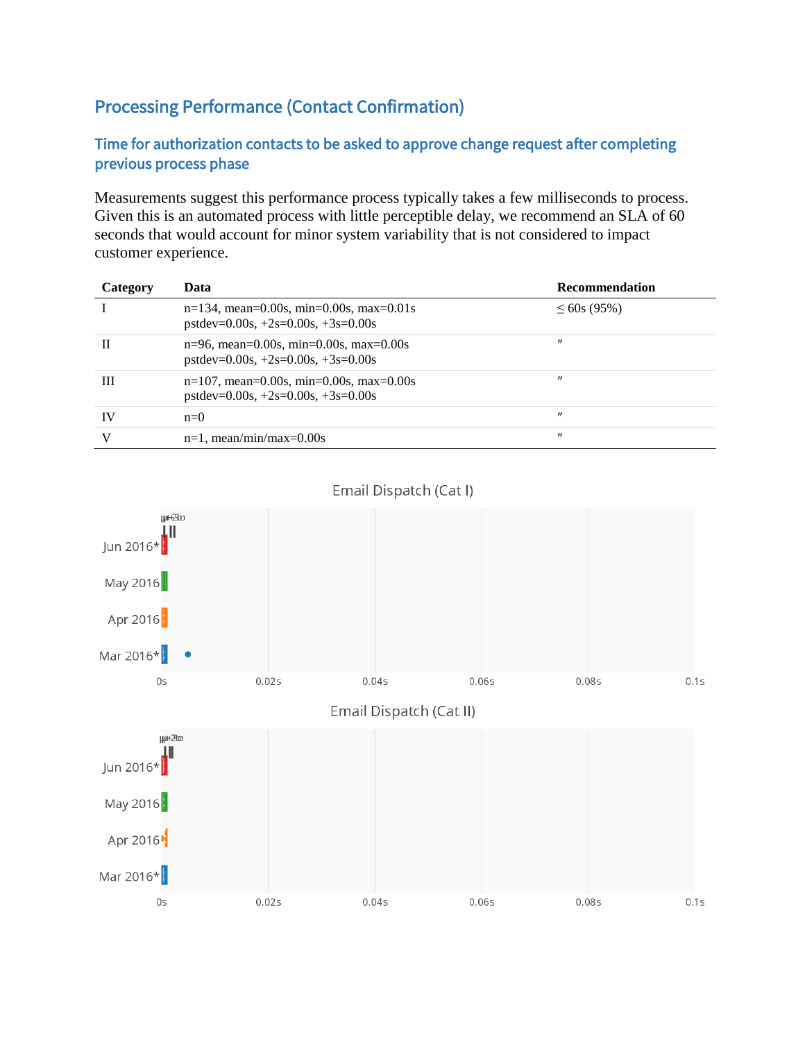## Processing Performance (Contact Confirmation)

### Time for authorization contacts to be asked to approve change request after completing previous process phase

Measurements suggest this performance process typically takes a few milliseconds to process. Given this is an automated process with little perceptible delay, we recommend an SLA of 60 seconds that would account for minor system variability that is not considered to impact customer experience.

| Category | Data | Recommendation |
|---|---|---|
| I | n=134, mean=0.00s, min=0.00s, max=0.01s<br>pstdev=0.00s, +2s=0.00s, +3s=0.00s | ≤ 60s (95%) |
| II | n=96, mean=0.00s, min=0.00s, max=0.00s<br>pstdev=0.00s, +2s=0.00s, +3s=0.00s | ″ |
| III | n=107, mean=0.00s, min=0.00s, max=0.00s<br>pstdev=0.00s, +2s=0.00s, +3s=0.00s | ″ |
| IV | n=0 | ″ |
| V | n=1, mean/min/max=0.00s | ″ |

Email Dispatch (Cat I)

Email Dispatch (Cat II)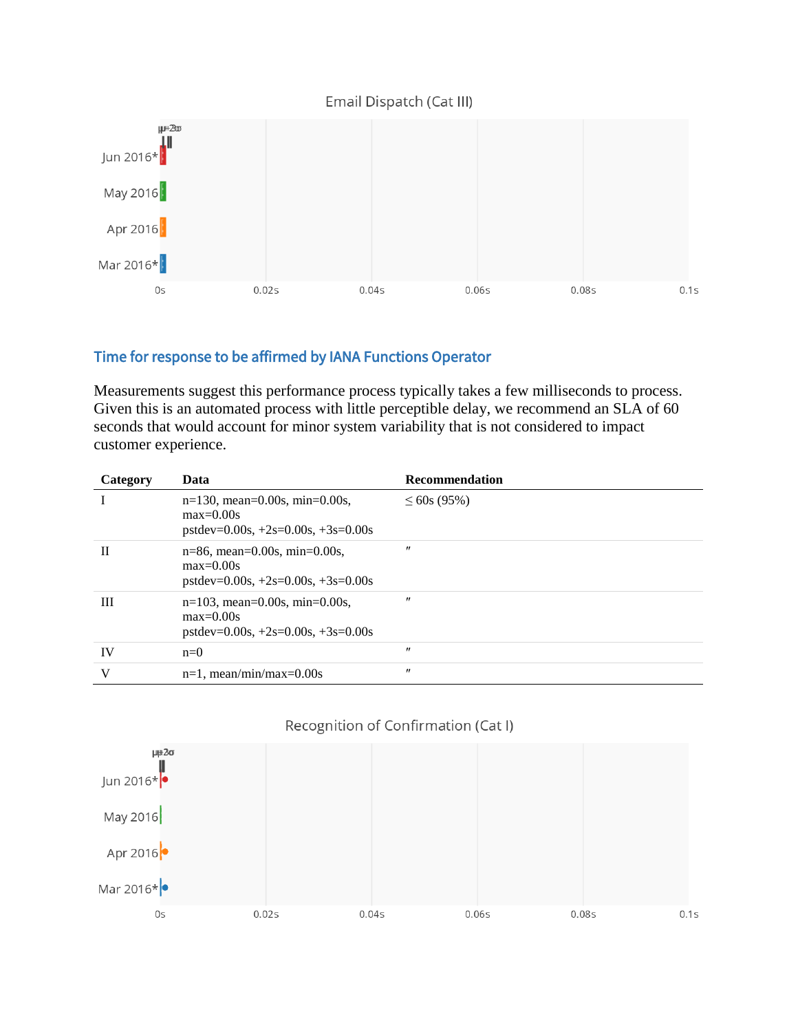Email Dispatch (Cat III)

Jun 2016*
May 2016
Apr 2016
Mar 2016*

0s 0.02s 0.04s 0.06s 0.08s 0.1s

### Time for response to be affirmed by IANA Functions Operator

Measurements suggest this performance process typically takes a few milliseconds to process. Given this is an automated process with little perceptible delay, we recommend an SLA of 60 seconds that would account for minor system variability that is not considered to impact customer experience.

| Category | Data | Recommendation |
|---|---|---|
| I | n=130, mean=0.00s, min=0.00s, max=0.00s<br>pstdev=0.00s, +2s=0.00s, +3s=0.00s | ≤ 60s (95%) |
| II | n=86, mean=0.00s, min=0.00s, max=0.00s<br>pstdev=0.00s, +2s=0.00s, +3s=0.00s | ″ |
| III | n=103, mean=0.00s, min=0.00s, max=0.00s<br>pstdev=0.00s, +2s=0.00s, +3s=0.00s | ″ |
| IV | n=0 | ″ |
| V | n=1, mean/min/max=0.00s | ″ |

Recognition of Confirmation (Cat I)

Jun 2016*
May 2016
Apr 2016
Mar 2016*

0s 0.02s 0.04s 0.06s 0.08s 0.1s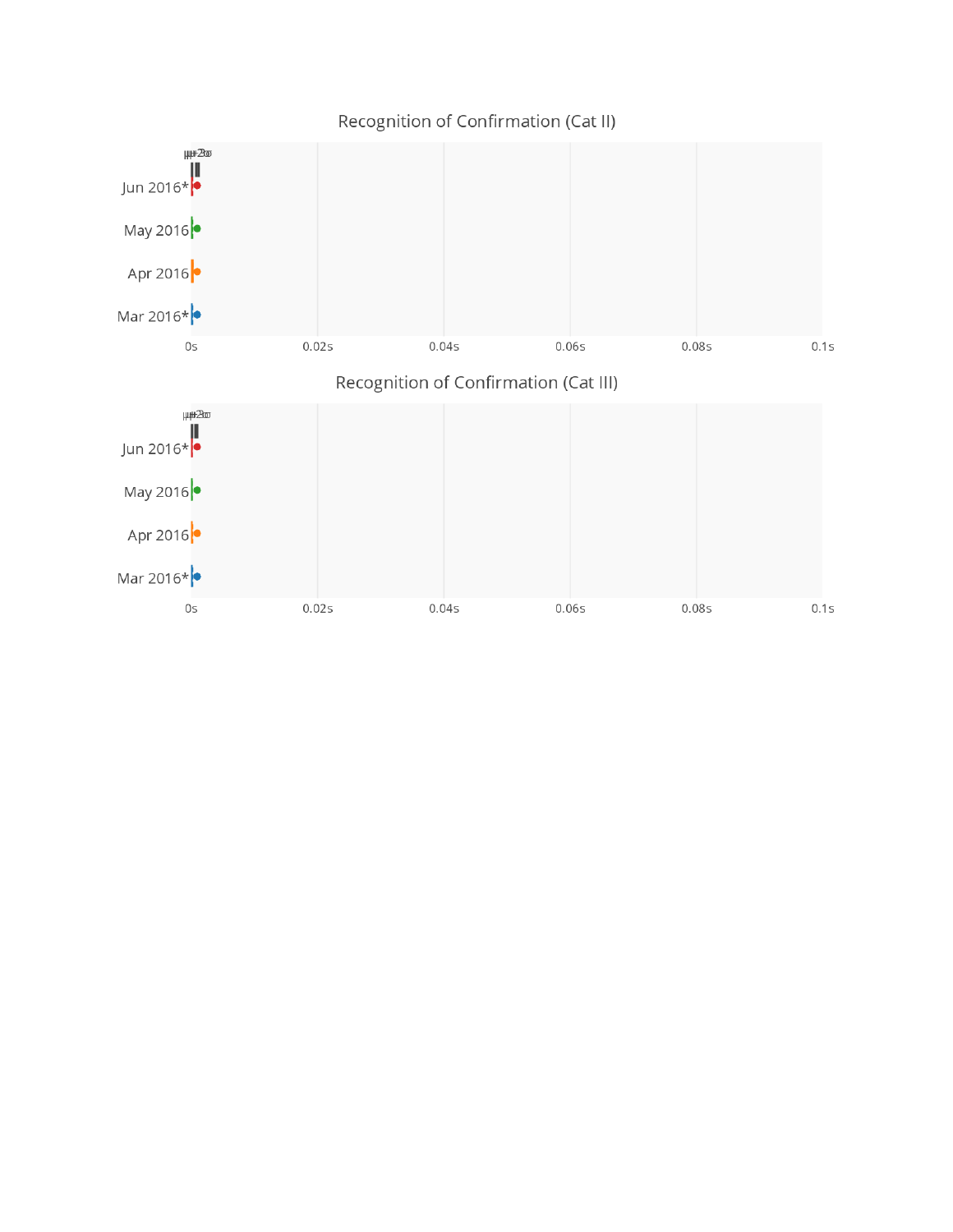## Recognition of Confirmation (Cat II)

μ μ+2σ

Jun 2016*

May 2016

Apr 2016

Mar 2016*

0s 0.02s 0.04s 0.06s 0.08s 0.1s

## Recognition of Confirmation (Cat III)

μ μ+2σ

Jun 2016*

May 2016

Apr 2016

Mar 2016*

0s 0.02s 0.04s 0.06s 0.08s 0.1s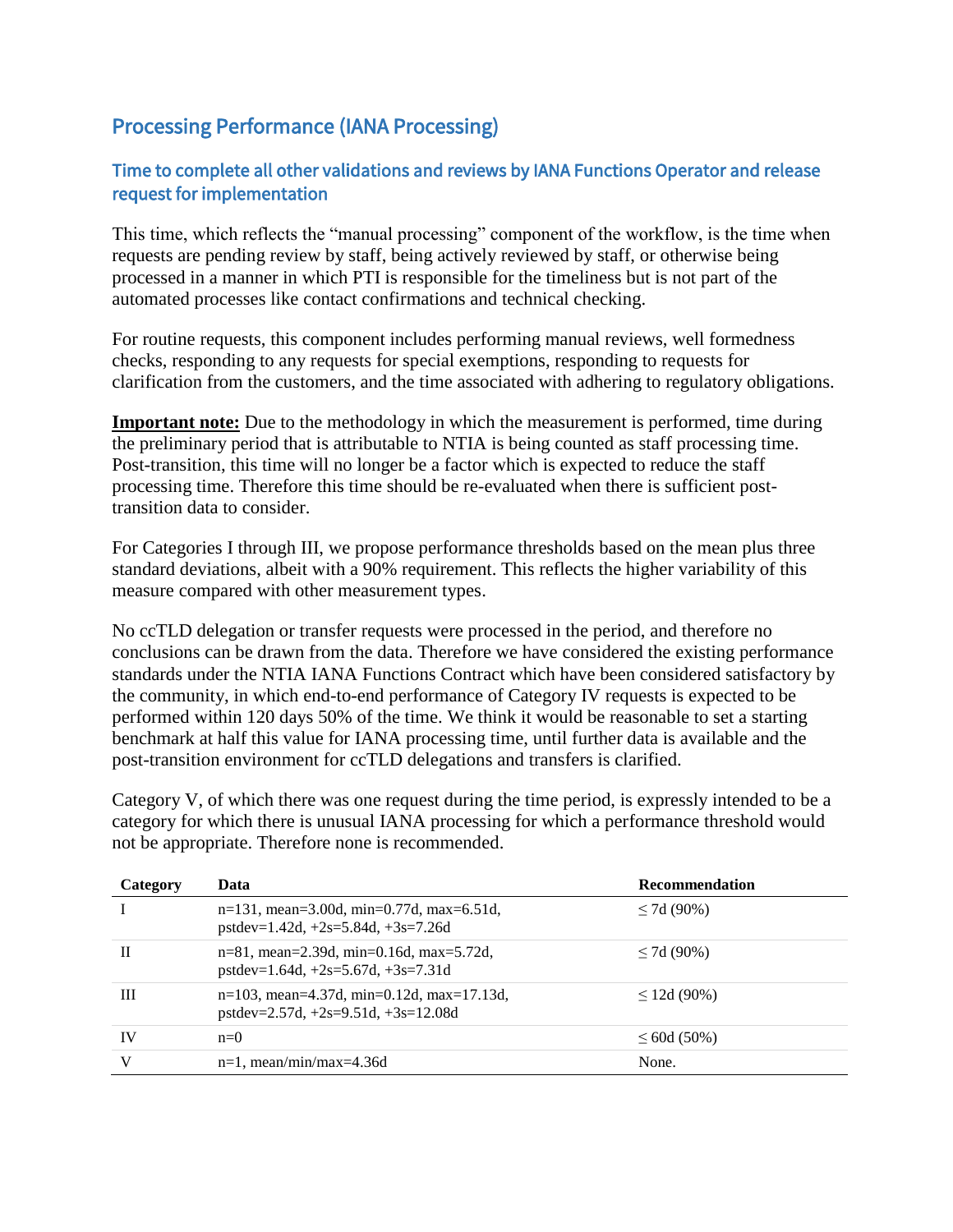## Processing Performance (IANA Processing)

### Time to complete all other validations and reviews by IANA Functions Operator and release request for implementation

This time, which reflects the "manual processing" component of the workflow, is the time when requests are pending review by staff, being actively reviewed by staff, or otherwise being processed in a manner in which PTI is responsible for the timeliness but is not part of the automated processes like contact confirmations and technical checking.

For routine requests, this component includes performing manual reviews, well formedness checks, responding to any requests for special exemptions, responding to requests for clarification from the customers, and the time associated with adhering to regulatory obligations.

**Important note:** Due to the methodology in which the measurement is performed, time during the preliminary period that is attributable to NTIA is being counted as staff processing time. Post-transition, this time will no longer be a factor which is expected to reduce the staff processing time. Therefore this time should be re-evaluated when there is sufficient post-transition data to consider.

For Categories I through III, we propose performance thresholds based on the mean plus three standard deviations, albeit with a 90% requirement. This reflects the higher variability of this measure compared with other measurement types.

No ccTLD delegation or transfer requests were processed in the period, and therefore no conclusions can be drawn from the data. Therefore we have considered the existing performance standards under the NTIA IANA Functions Contract which have been considered satisfactory by the community, in which end-to-end performance of Category IV requests is expected to be performed within 120 days 50% of the time. We think it would be reasonable to set a starting benchmark at half this value for IANA processing time, until further data is available and the post-transition environment for ccTLD delegations and transfers is clarified.

Category V, of which there was one request during the time period, is expressly intended to be a category for which there is unusual IANA processing for which a performance threshold would not be appropriate. Therefore none is recommended.

| Category | Data | Recommendation |
|---|---|---|
| I | n=131, mean=3.00d, min=0.77d, max=6.51d, pstdev=1.42d, +2s=5.84d, +3s=7.26d | ≤ 7d (90%) |
| II | n=81, mean=2.39d, min=0.16d, max=5.72d, pstdev=1.64d, +2s=5.67d, +3s=7.31d | ≤ 7d (90%) |
| III | n=103, mean=4.37d, min=0.12d, max=17.13d, pstdev=2.57d, +2s=9.51d, +3s=12.08d | ≤ 12d (90%) |
| IV | n=0 | ≤ 60d (50%) |
| V | n=1, mean/min/max=4.36d | None. |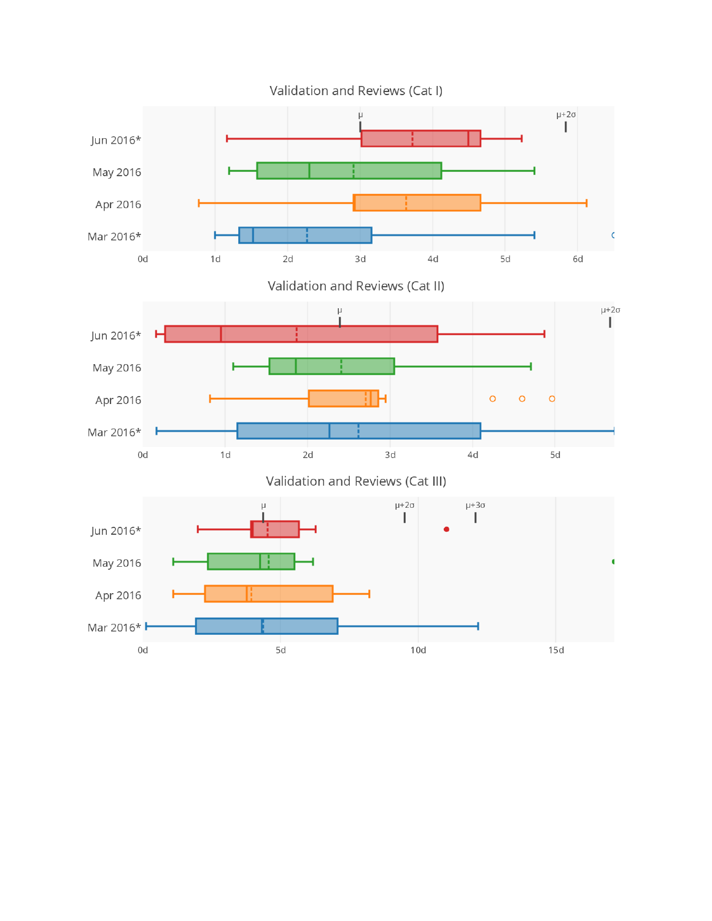Validation and Reviews (Cat I)

Validation and Reviews (Cat II)

Validation and Reviews (Cat III)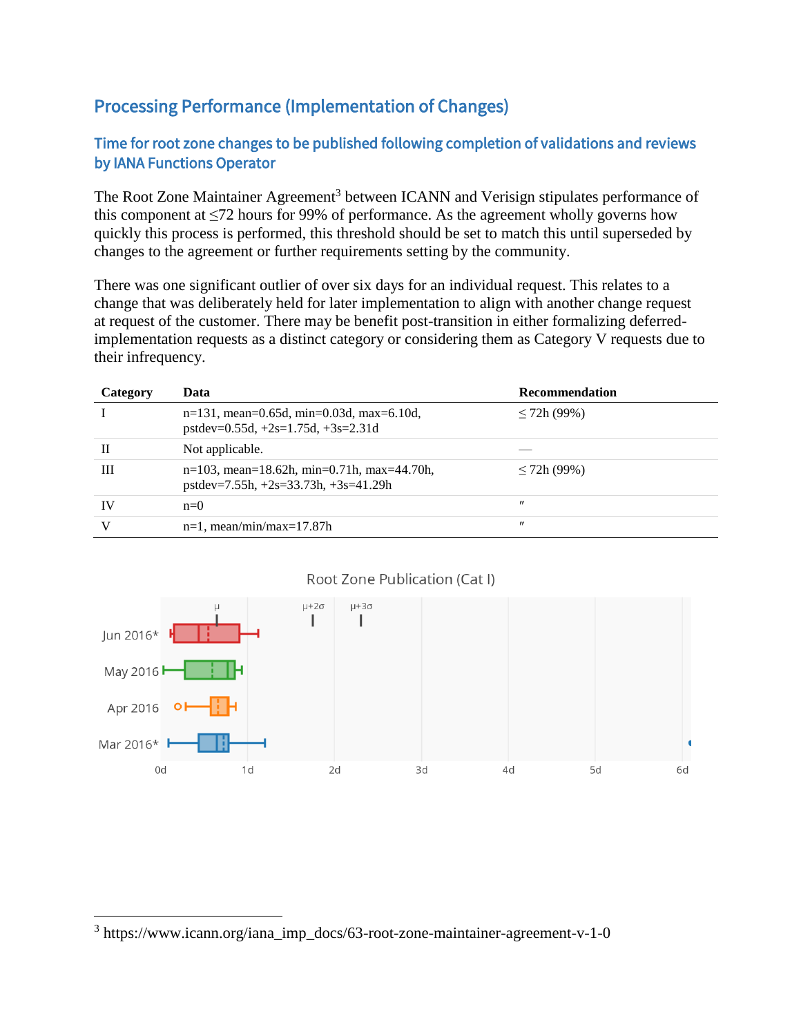## Processing Performance (Implementation of Changes)

### Time for root zone changes to be published following completion of validations and reviews by IANA Functions Operator

The Root Zone Maintainer Agreement[3] between ICANN and Verisign stipulates performance of this component at ≤72 hours for 99% of performance. As the agreement wholly governs how quickly this process is performed, this threshold should be set to match this until superseded by changes to the agreement or further requirements setting by the community.

There was one significant outlier of over six days for an individual request. This relates to a change that was deliberately held for later implementation to align with another change request at request of the customer. There may be benefit post-transition in either formalizing deferred-implementation requests as a distinct category or considering them as Category V requests due to their infrequency.

| Category | Data | Recommendation |
|---|---|---|
| I | n=131, mean=0.65d, min=0.03d, max=6.10d, pstdev=0.55d, +2s=1.75d, +3s=2.31d | ≤ 72h (99%) |
| II | Not applicable. | — |
| III | n=103, mean=18.62h, min=0.71h, max=44.70h, pstdev=7.55h, +2s=33.73h, +3s=41.29h | ≤ 72h (99%) |
| IV | n=0 | ″ |
| V | n=1, mean/min/max=17.87h | ″ |

Root Zone Publication (Cat I)

---

[3] https://www.icann.org/iana_imp_docs/63-root-zone-maintainer-agreement-v-1-0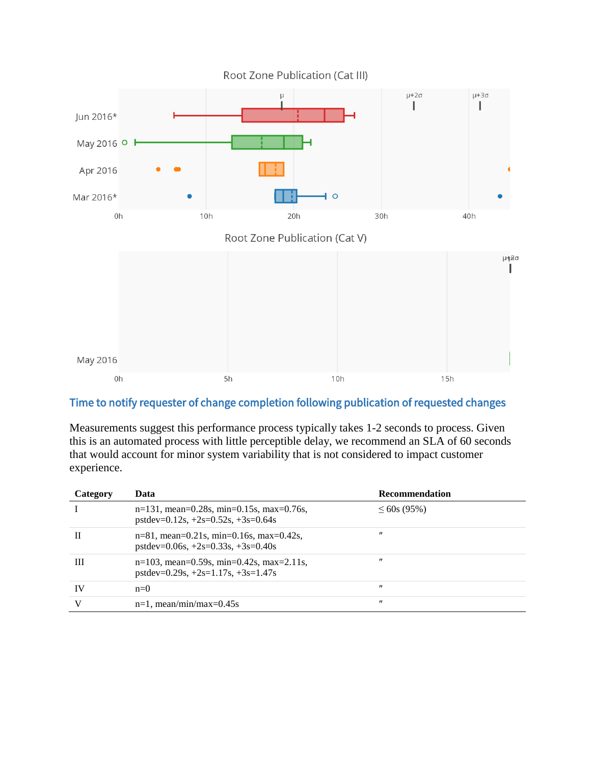Root Zone Publication (Cat III)

Root Zone Publication (Cat V)

## Time to notify requester of change completion following publication of requested changes

Measurements suggest this performance process typically takes 1-2 seconds to process. Given this is an automated process with little perceptible delay, we recommend an SLA of 60 seconds that would account for minor system variability that is not considered to impact customer experience.

| Category | Data | Recommendation |
|---|---|---|
| I | n=131, mean=0.28s, min=0.15s, max=0.76s, pstdev=0.12s, +2s=0.52s, +3s=0.64s | ≤ 60s (95%) |
| II | n=81, mean=0.21s, min=0.16s, max=0.42s, pstdev=0.06s, +2s=0.33s, +3s=0.40s | 〃 |
| III | n=103, mean=0.59s, min=0.42s, max=2.11s, pstdev=0.29s, +2s=1.17s, +3s=1.47s | 〃 |
| IV | n=0 | 〃 |
| V | n=1, mean/min/max=0.45s | 〃 |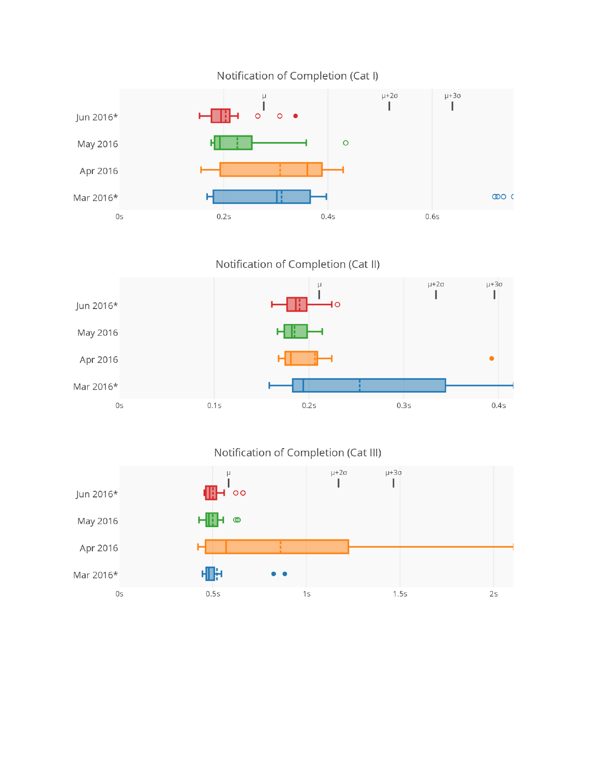### Notification of Completion (Cat I)

μ μ+2σ μ+3σ

Jun 2016*

May 2016

Apr 2016

Mar 2016*

0s 0.2s 0.4s 0.6s

### Notification of Completion (Cat II)

μ μ+2σ μ+3σ

Jun 2016*

May 2016

Apr 2016

Mar 2016*

0s 0.1s 0.2s 0.3s 0.4s

### Notification of Completion (Cat III)

μ μ+2σ μ+3σ

Jun 2016*

May 2016

Apr 2016

Mar 2016*

0s 0.5s 1s 1.5s 2s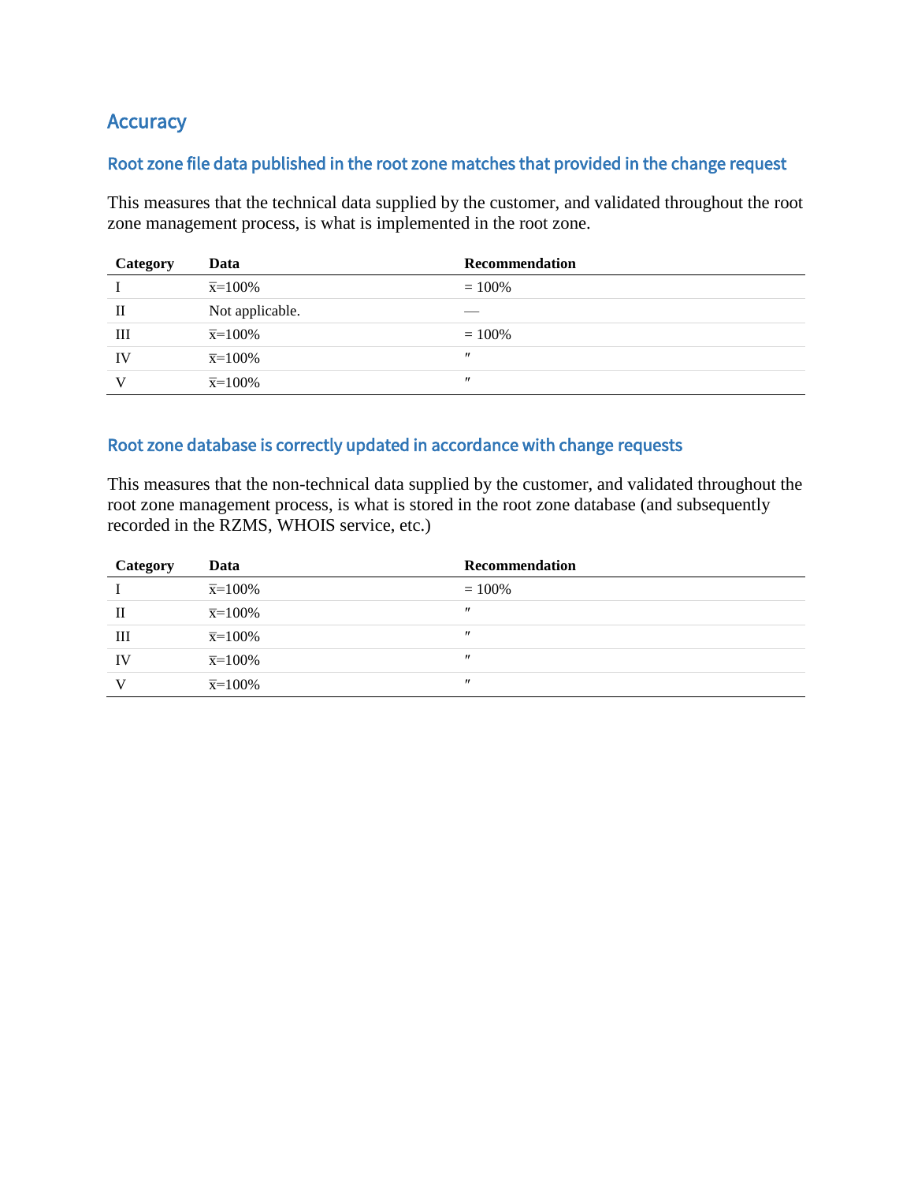## Accuracy

### Root zone file data published in the root zone matches that provided in the change request

This measures that the technical data supplied by the customer, and validated throughout the root zone management process, is what is implemented in the root zone.

| Category | Data | Recommendation |
|---|---|---|
| I | $\bar{x}$=100% | = 100% |
| II | Not applicable. | — |
| III | $\bar{x}$=100% | = 100% |
| IV | $\bar{x}$=100% | ″ |
| V | $\bar{x}$=100% | ″ |

### Root zone database is correctly updated in accordance with change requests

This measures that the non-technical data supplied by the customer, and validated throughout the root zone management process, is what is stored in the root zone database (and subsequently recorded in the RZMS, WHOIS service, etc.)

| Category | Data | Recommendation |
|---|---|---|
| I | $\bar{x}$=100% | = 100% |
| II | $\bar{x}$=100% | ″ |
| III | $\bar{x}$=100% | ″ |
| IV | $\bar{x}$=100% | ″ |
| V | $\bar{x}$=100% | ″ |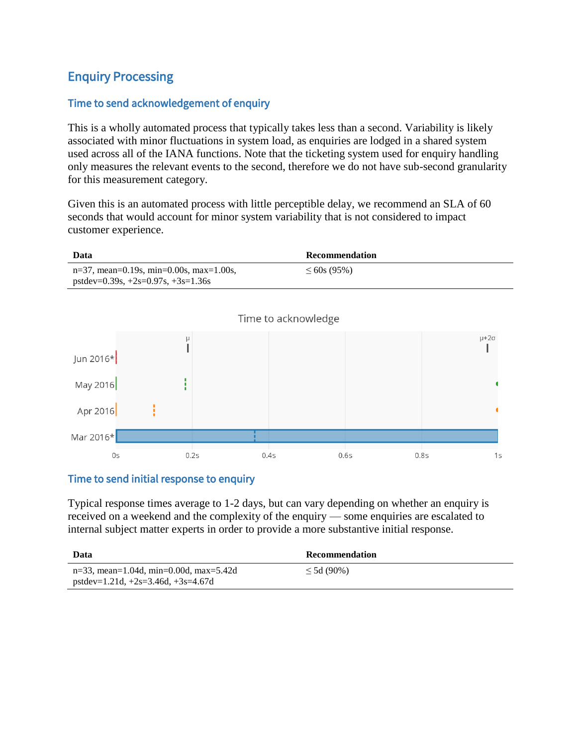## Enquiry Processing

### Time to send acknowledgement of enquiry

This is a wholly automated process that typically takes less than a second. Variability is likely associated with minor fluctuations in system load, as enquiries are lodged in a shared system used across all of the IANA functions. Note that the ticketing system used for enquiry handling only measures the relevant events to the second, therefore we do not have sub-second granularity for this measurement category.

Given this is an automated process with little perceptible delay, we recommend an SLA of 60 seconds that would account for minor system variability that is not considered to impact customer experience.

| Data | Recommendation |
|---|---|
| n=37, mean=0.19s, min=0.00s, max=1.00s, pstdev=0.39s, +2s=0.97s, +3s=1.36s | ≤ 60s (95%) |

Time to acknowledge

### Time to send initial response to enquiry

Typical response times average to 1-2 days, but can vary depending on whether an enquiry is received on a weekend and the complexity of the enquiry — some enquiries are escalated to internal subject matter experts in order to provide a more substantive initial response.

| Data | Recommendation |
|---|---|
| n=33, mean=1.04d, min=0.00d, max=5.42d pstdev=1.21d, +2s=3.46d, +3s=4.67d | ≤ 5d (90%) |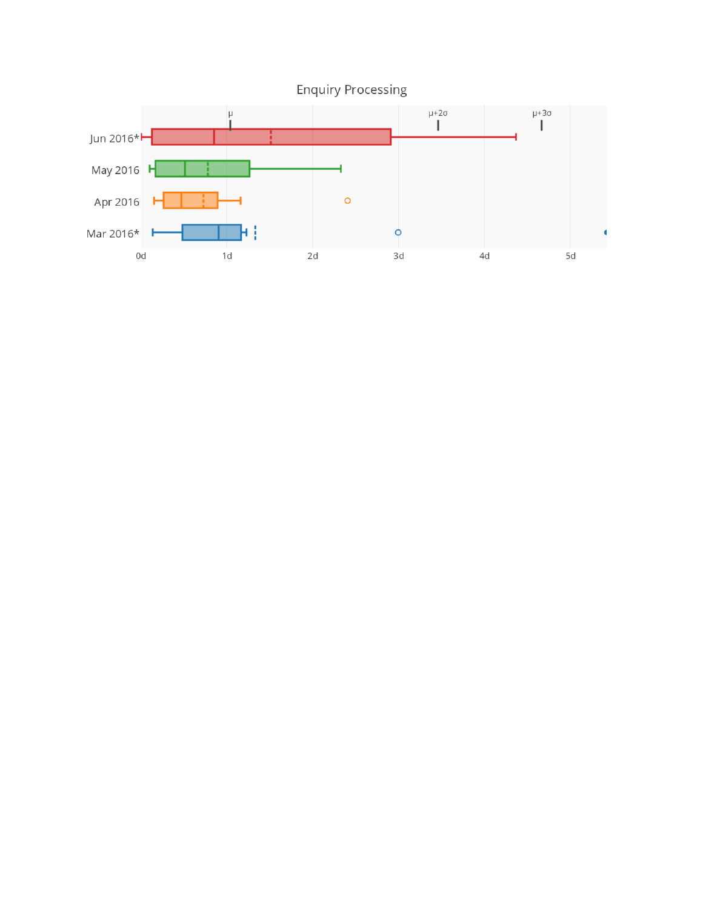Enquiry Processing

Jun 2016*

May 2016

Apr 2016

Mar 2016*

μ

μ+2σ

μ+3σ

0d 1d 2d 3d 4d 5d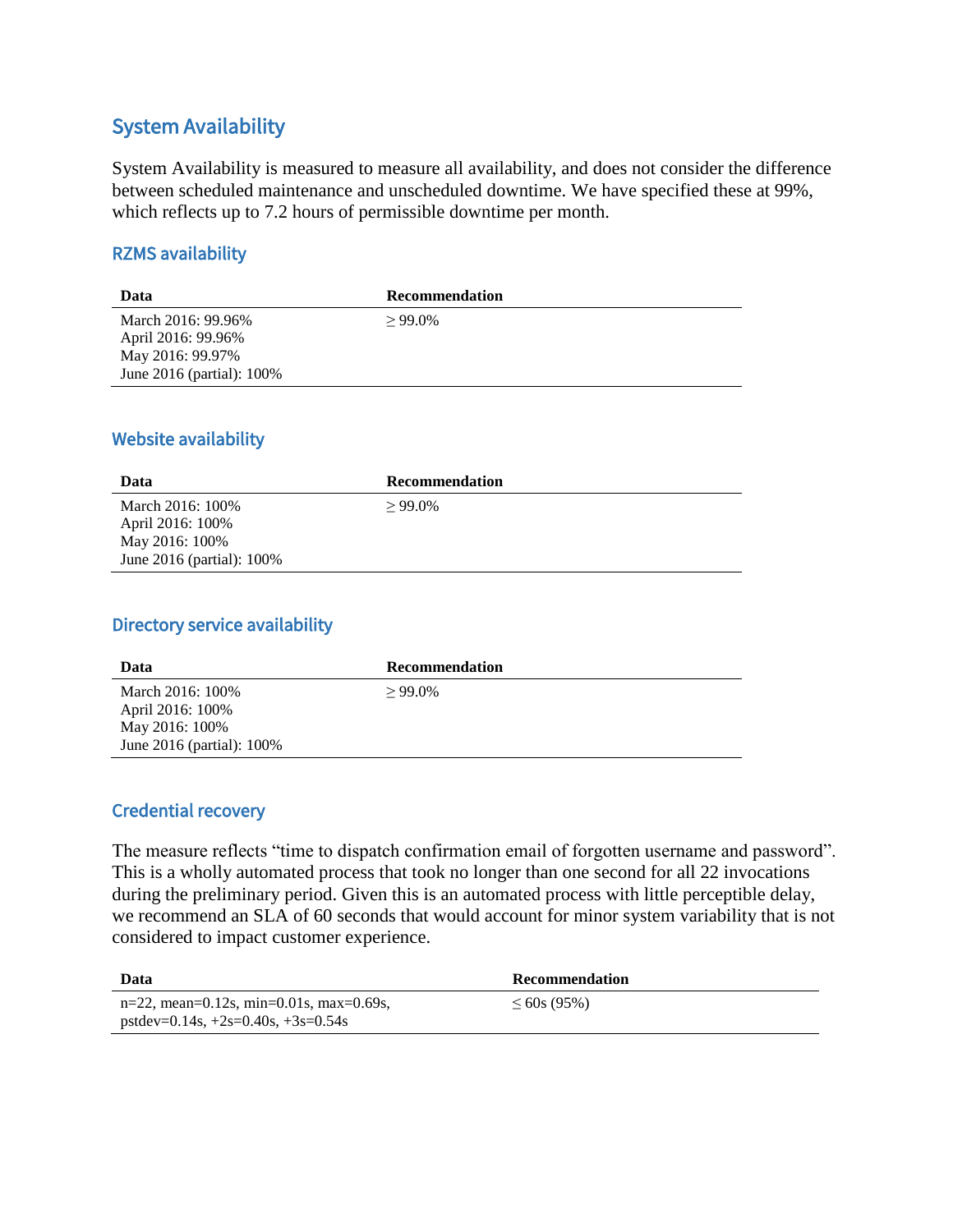## System Availability

System Availability is measured to measure all availability, and does not consider the difference between scheduled maintenance and unscheduled downtime. We have specified these at 99%, which reflects up to 7.2 hours of permissible downtime per month.

### RZMS availability

| Data | Recommendation |
|---|---|
| March 2016: 99.96%<br>April 2016: 99.96%<br>May 2016: 99.97%<br>June 2016 (partial): 100% | ≥ 99.0% |

### Website availability

| Data | Recommendation |
|---|---|
| March 2016: 100%<br>April 2016: 100%<br>May 2016: 100%<br>June 2016 (partial): 100% | ≥ 99.0% |

### Directory service availability

| Data | Recommendation |
|---|---|
| March 2016: 100%<br>April 2016: 100%<br>May 2016: 100%<br>June 2016 (partial): 100% | ≥ 99.0% |

### Credential recovery

The measure reflects "time to dispatch confirmation email of forgotten username and password". This is a wholly automated process that took no longer than one second for all 22 invocations during the preliminary period. Given this is an automated process with little perceptible delay, we recommend an SLA of 60 seconds that would account for minor system variability that is not considered to impact customer experience.

| Data | Recommendation |
|---|---|
| n=22, mean=0.12s, min=0.01s, max=0.69s,<br>pstdev=0.14s, +2s=0.40s, +3s=0.54s | ≤ 60s (95%) |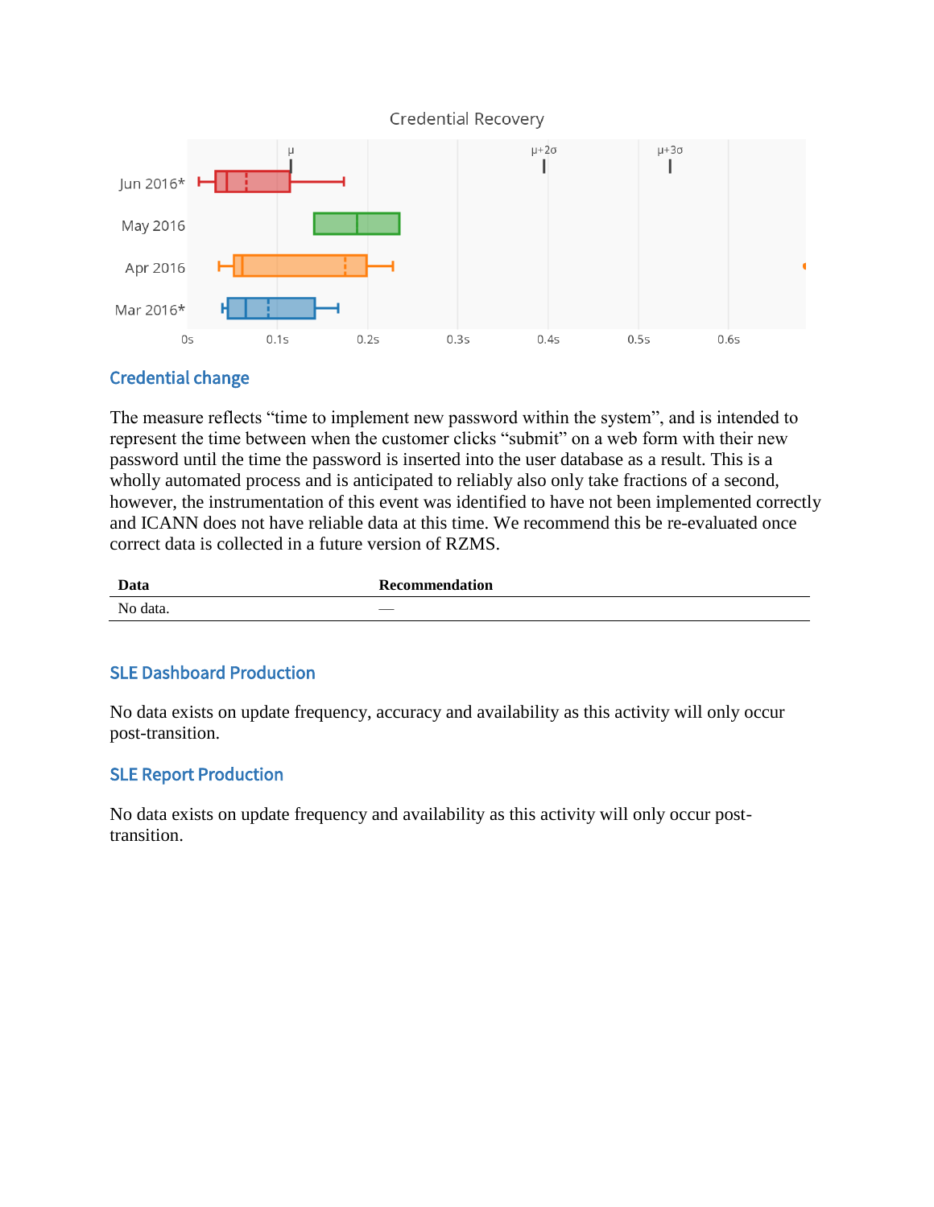Credential Recovery

μ

μ+2σ

μ+3σ

Jun 2016*

May 2016

Apr 2016

Mar 2016*

0s 0.1s 0.2s 0.3s 0.4s 0.5s 0.6s

### Credential change

The measure reflects "time to implement new password within the system", and is intended to represent the time between when the customer clicks "submit" on a web form with their new password until the time the password is inserted into the user database as a result. This is a wholly automated process and is anticipated to reliably also only take fractions of a second, however, the instrumentation of this event was identified to have not been implemented correctly and ICANN does not have reliable data at this time. We recommend this be re-evaluated once correct data is collected in a future version of RZMS.

| Data | Recommendation |
|---|---|
| No data. | — |

### SLE Dashboard Production

No data exists on update frequency, accuracy and availability as this activity will only occur post-transition.

### SLE Report Production

No data exists on update frequency and availability as this activity will only occur post-transition.